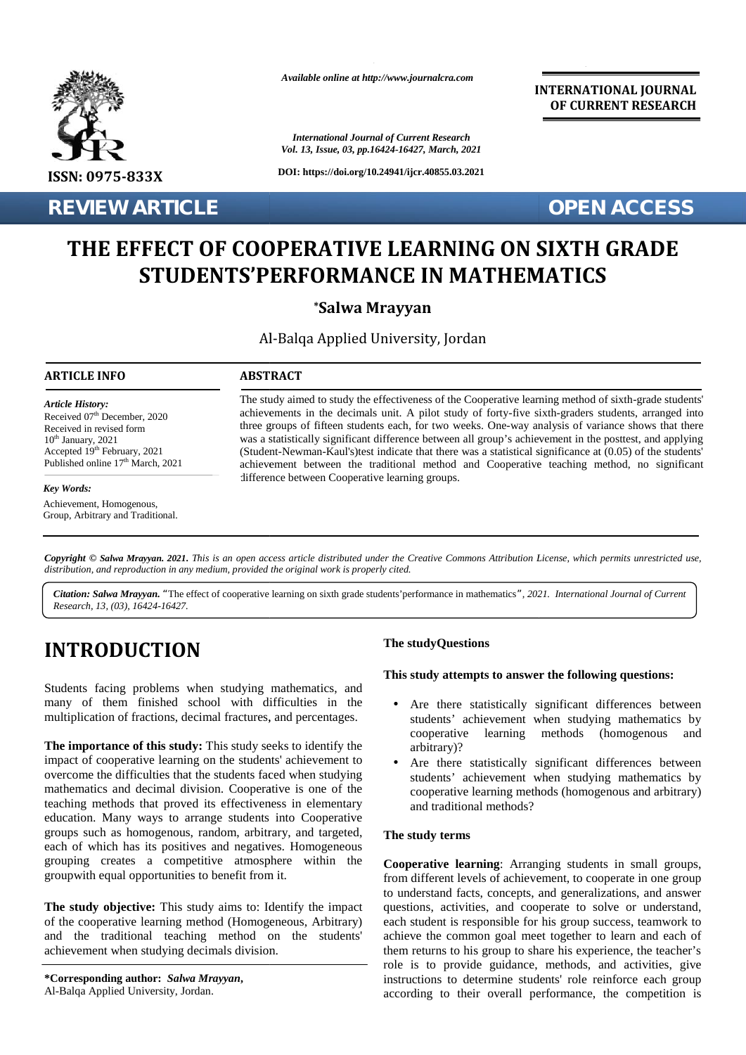Available online at http://www.journalcra.com

**INTERNATIONAL JOURNAL OF CURRENT RESEARCH**

International Journal of Current Research
Vol. 13, Issue, 03, pp.16424-16427, March, 2021

DOI: https://doi.org/10.24941/ijcr.40855.03.2021

ISSN: 0975-833X

**REVIEW ARTICLE** **OPEN ACCESS**

# THE EFFECT OF COOPERATIVE LEARNING ON SIXTH GRADE STUDENTS'PERFORMANCE IN MATHEMATICS

**\*Salwa Mrayyan**

Al-Balqa Applied University, Jordan

**ARTICLE INFO**

*Article History:*
Received 07th December, 2020
Received in revised form
10th January, 2021
Accepted 19th February, 2021
Published online 17th March, 2021

*Key Words:*
Achievement, Homogenous, Group, Arbitrary and Traditional.

**ABSTRACT**

The study aimed to study the effectiveness of the Cooperative learning method of sixth-grade students' achievements in the decimals unit. A pilot study of forty-five sixth-graders students, arranged into three groups of fifteen students each, for two weeks. One-way analysis of variance shows that there was a statistically significant difference between all group's achievement in the posttest, and applying (Student-Newman-Kaul's)test indicate that there was a statistical significance at (0.05) of the students' achievement between the traditional method and Cooperative teaching method, no significant difference between Cooperative learning groups.

***Copyright © Salwa Mrayyan. 2021.*** *This is an open access article distributed under the Creative Commons Attribution License, which permits unrestricted use, distribution, and reproduction in any medium, provided the original work is properly cited.*

***Citation: Salwa Mrayyan.*** "The effect of cooperative learning on sixth grade students'performance in mathematics", *2021. International Journal of Current Research, 13, (03), 16424-16427.*

## INTRODUCTION

Students facing problems when studying mathematics, and many of them finished school with difficulties in the multiplication of fractions, decimal fractures, and percentages.

**The importance of this study:** This study seeks to identify the impact of cooperative learning on the students' achievement to overcome the difficulties that the students faced when studying mathematics and decimal division. Cooperative is one of the teaching methods that proved its effectiveness in elementary education. Many ways to arrange students into Cooperative groups such as homogenous, random, arbitrary, and targeted, each of which has its positives and negatives. Homogeneous grouping creates a competitive atmosphere within the groupwith equal opportunities to benefit from it.

**The study objective:** This study aims to: Identify the impact of the cooperative learning method (Homogeneous, Arbitrary) and the traditional teaching method on the students' achievement when studying decimals division.

**The studyQuestions**

**This study attempts to answer the following questions:**

- Are there statistically significant differences between students' achievement when studying mathematics by cooperative learning methods (homogenous and arbitrary)?
- Are there statistically significant differences between students' achievement when studying mathematics by cooperative learning methods (homogenous and arbitrary) and traditional methods?

**The study terms**

**Cooperative learning**: Arranging students in small groups, from different levels of achievement, to cooperate in one group to understand facts, concepts, and generalizations, and answer questions, activities, and cooperate to solve or understand, each student is responsible for his group success, teamwork to achieve the common goal meet together to learn and each of them returns to his group to share his experience, the teacher's role is to provide guidance, methods, and activities, give instructions to determine students' role reinforce each group according to their overall performance, the competition is

**\*Corresponding author:** ***Salwa Mrayyan*,**
Al-Balqa Applied University, Jordan.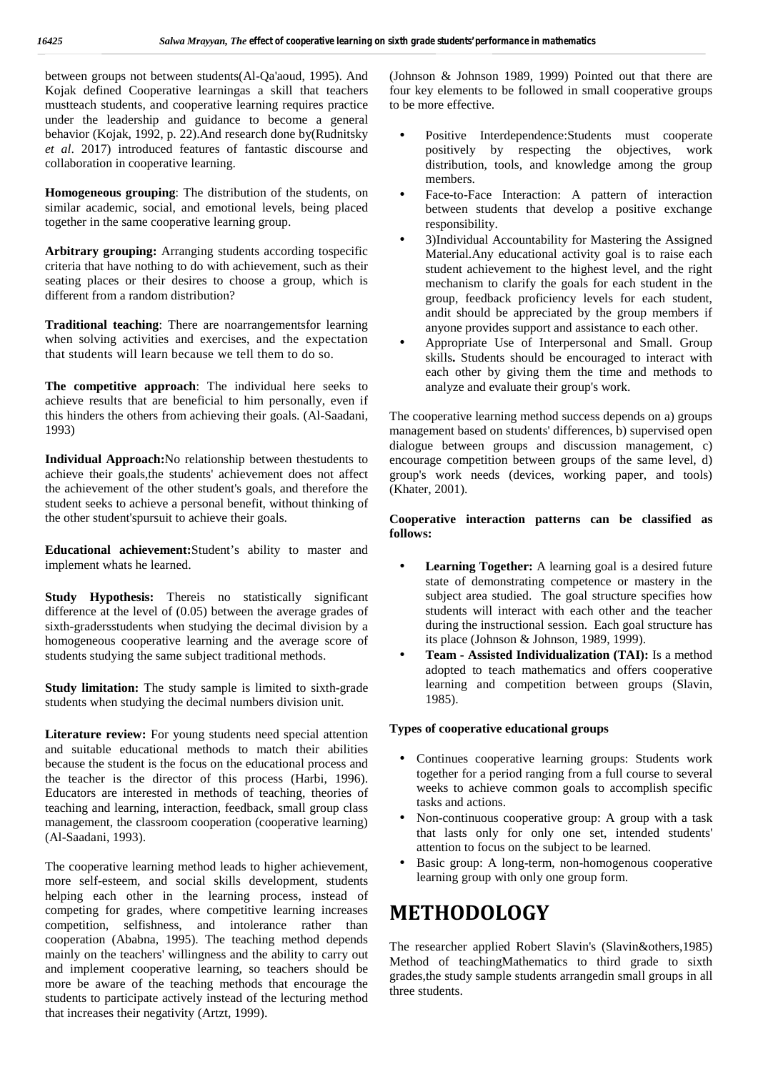between groups not between students(Al-Qa'aoud, 1995). And Kojak defined Cooperative learningas a skill that teachers mustteach students, and cooperative learning requires practice under the leadership and guidance to become a general behavior (Kojak, 1992, p. 22).And research done by(Rudnitsky *et al*. 2017) introduced features of fantastic discourse and collaboration in cooperative learning.

**Homogeneous grouping**: The distribution of the students, on similar academic, social, and emotional levels, being placed together in the same cooperative learning group.

**Arbitrary grouping:** Arranging students according tospecific criteria that have nothing to do with achievement, such as their seating places or their desires to choose a group, which is different from a random distribution?

**Traditional teaching**: There are noarrangementsfor learning when solving activities and exercises, and the expectation that students will learn because we tell them to do so.

**The competitive approach**: The individual here seeks to achieve results that are beneficial to him personally, even if this hinders the others from achieving their goals. (Al-Saadani, 1993)

**Individual Approach:**No relationship between thestudents to achieve their goals,the students' achievement does not affect the achievement of the other student's goals, and therefore the student seeks to achieve a personal benefit, without thinking of the other student'spursuit to achieve their goals.

**Educational achievement:**Student's ability to master and implement whats he learned.

**Study Hypothesis:** Thereis no statistically significant difference at the level of (0.05) between the average grades of sixth-gradersstudents when studying the decimal division by a homogeneous cooperative learning and the average score of students studying the same subject traditional methods.

**Study limitation:** The study sample is limited to sixth-grade students when studying the decimal numbers division unit.

**Literature review:** For young students need special attention and suitable educational methods to match their abilities because the student is the focus on the educational process and the teacher is the director of this process (Harbi, 1996). Educators are interested in methods of teaching, theories of teaching and learning, interaction, feedback, small group class management, the classroom cooperation (cooperative learning) (Al-Saadani, 1993).

The cooperative learning method leads to higher achievement, more self-esteem, and social skills development, students helping each other in the learning process, instead of competing for grades, where competitive learning increases competition, selfishness, and intolerance rather than cooperation (Ababna, 1995). The teaching method depends mainly on the teachers' willingness and the ability to carry out and implement cooperative learning, so teachers should be more be aware of the teaching methods that encourage the students to participate actively instead of the lecturing method that increases their negativity (Artzt, 1999).

(Johnson & Johnson 1989, 1999) Pointed out that there are four key elements to be followed in small cooperative groups to be more effective.

- Positive Interdependence:Students must cooperate positively by respecting the objectives, work distribution, tools, and knowledge among the group members.
- Face-to-Face Interaction: A pattern of interaction between students that develop a positive exchange responsibility.
- 3)Individual Accountability for Mastering the Assigned Material.Any educational activity goal is to raise each student achievement to the highest level, and the right mechanism to clarify the goals for each student in the group, feedback proficiency levels for each student, andit should be appreciated by the group members if anyone provides support and assistance to each other.
- Appropriate Use of Interpersonal and Small. Group skills**.** Students should be encouraged to interact with each other by giving them the time and methods to analyze and evaluate their group's work.

The cooperative learning method success depends on a) groups management based on students' differences, b) supervised open dialogue between groups and discussion management, c) encourage competition between groups of the same level, d) group's work needs (devices, working paper, and tools) (Khater, 2001).

**Cooperative interaction patterns can be classified as follows:**

- **Learning Together:** A learning goal is a desired future state of demonstrating competence or mastery in the subject area studied. The goal structure specifies how students will interact with each other and the teacher during the instructional session. Each goal structure has its place (Johnson & Johnson, 1989, 1999).
- **Team - Assisted Individualization (TAI):** Is a method adopted to teach mathematics and offers cooperative learning and competition between groups (Slavin, 1985).

**Types of cooperative educational groups**

- Continues cooperative learning groups: Students work together for a period ranging from a full course to several weeks to achieve common goals to accomplish specific tasks and actions.
- Non-continuous cooperative group: A group with a task that lasts only for only one set, intended students' attention to focus on the subject to be learned.
- Basic group: A long-term, non-homogenous cooperative learning group with only one group form.

# METHODOLOGY

The researcher applied Robert Slavin's (Slavin&others,1985) Method of teachingMathematics to third grade to sixth grades,the study sample students arrangedin small groups in all three students.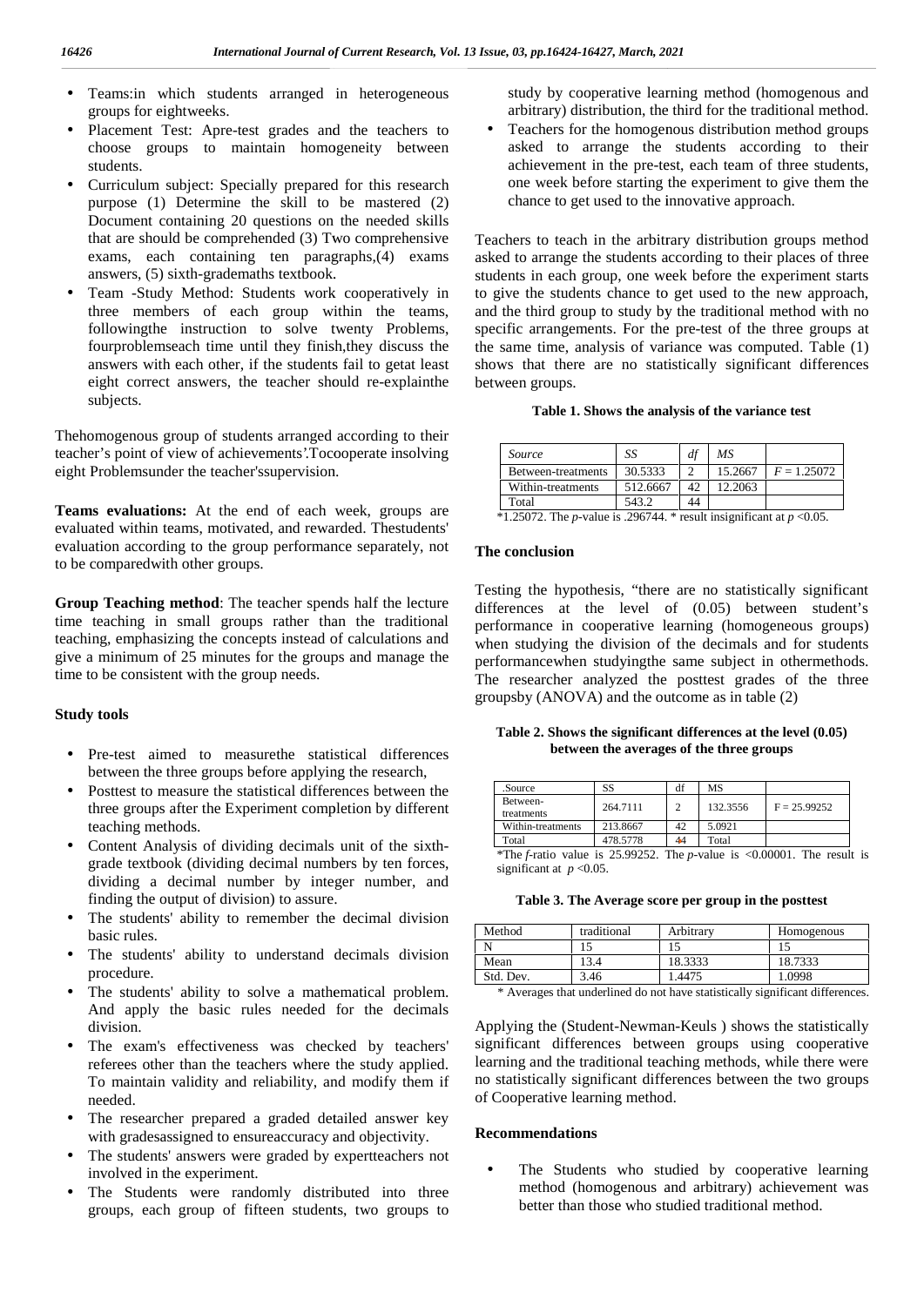- Teams:in which students arranged in heterogeneous groups for eightweeks.
- Placement Test: Apre-test grades and the teachers to choose groups to maintain homogeneity between students.
- Curriculum subject: Specially prepared for this research purpose (1) Determine the skill to be mastered (2) Document containing 20 questions on the needed skills that are should be comprehended (3) Two comprehensive exams, each containing ten paragraphs,(4) exams answers, (5) sixth-grademaths textbook.
- Team -Study Method: Students work cooperatively in three members of each group within the teams, followingthe instruction to solve twenty Problems, fourproblemseach time until they finish,they discuss the answers with each other, if the students fail to getat least eight correct answers, the teacher should re-explainthe subjects.

Thehomogenous group of students arranged according to their teacher's point of view of achievements'.Tocooperate insolving eight Problemsunder the teacher'ssupervision.

**Teams evaluations:** At the end of each week, groups are evaluated within teams, motivated, and rewarded. Thestudents' evaluation according to the group performance separately, not to be comparedwith other groups.

**Group Teaching method**: The teacher spends half the lecture time teaching in small groups rather than the traditional teaching, emphasizing the concepts instead of calculations and give a minimum of 25 minutes for the groups and manage the time to be consistent with the group needs.

### Study tools

- Pre-test aimed to measurethe statistical differences between the three groups before applying the research,
- Posttest to measure the statistical differences between the three groups after the Experiment completion by different teaching methods.
- Content Analysis of dividing decimals unit of the sixth-grade textbook (dividing decimal numbers by ten forces, dividing a decimal number by integer number, and finding the output of division) to assure.
- The students' ability to remember the decimal division basic rules.
- The students' ability to understand decimals division procedure.
- The students' ability to solve a mathematical problem. And apply the basic rules needed for the decimals division.
- The exam's effectiveness was checked by teachers' referees other than the teachers where the study applied. To maintain validity and reliability, and modify them if needed.
- The researcher prepared a graded detailed answer key with gradesassigned to ensureaccuracy and objectivity.
- The students' answers were graded by expertteachers not involved in the experiment.
- The Students were randomly distributed into three groups, each group of fifteen students, two groups to study by cooperative learning method (homogenous and arbitrary) distribution, the third for the traditional method.
- Teachers for the homogenous distribution method groups asked to arrange the students according to their achievement in the pre-test, each team of three students, one week before starting the experiment to give them the chance to get used to the innovative approach.

Teachers to teach in the arbitrary distribution groups method asked to arrange the students according to their places of three students in each group, one week before the experiment starts to give the students chance to get used to the new approach, and the third group to study by the traditional method with no specific arrangements. For the pre-test of the three groups at the same time, analysis of variance was computed. Table (1) shows that there are no statistically significant differences between groups.

**Table 1. Shows the analysis of the variance test**

| *Source* | *SS* | *df* | *MS* | |
|---|---|---|---|---|
| Between-treatments | 30.5333 | 2 | 15.2667 | $F = 1.25072$ |
| Within-treatments | 512.6667 | 42 | 12.2063 | |
| Total | 543.2 | 44 | | |

*1.25072. The *p*-value is .296744. * result insignificant at $p < 0.05$.

### The conclusion

Testing the hypothesis, "there are no statistically significant differences at the level of (0.05) between student's performance in cooperative learning (homogeneous groups) when studying the division of the decimals and for students performancewhen studyingthe same subject in othermethods. The researcher analyzed the posttest grades of the three groupsby (ANOVA) and the outcome as in table (2)

**Table 2. Shows the significant differences at the level (0.05) between the averages of the three groups**

| .Source | SS | df | MS | |
|---|---|---|---|---|
| Between-treatments | 264.7111 | 2 | 132.3556 | F = 25.99252 |
| Within-treatments | 213.8667 | 42 | 5.0921 | |
| Total | 478.5778 | 44 | Total | |

*The *f*-ratio value is 25.99252. The *p*-value is <0.00001. The result is significant at $p < 0.05$.

**Table 3. The Average score per group in the posttest**

| Method | traditional | Arbitrary | Homogenous |
|---|---|---|---|
| N | 15 | 15 | 15 |
| Mean | 13.4 | 18.3333 | 18.7333 |
| Std. Dev. | 3.46 | 1.4475 | 1.0998 |

* Averages that underlined do not have statistically significant differences.

Applying the (Student-Newman-Keuls ) shows the statistically significant differences between groups using cooperative learning and the traditional teaching methods, while there were no statistically significant differences between the two groups of Cooperative learning method.

### Recommendations

- The Students who studied by cooperative learning method (homogenous and arbitrary) achievement was better than those who studied traditional method.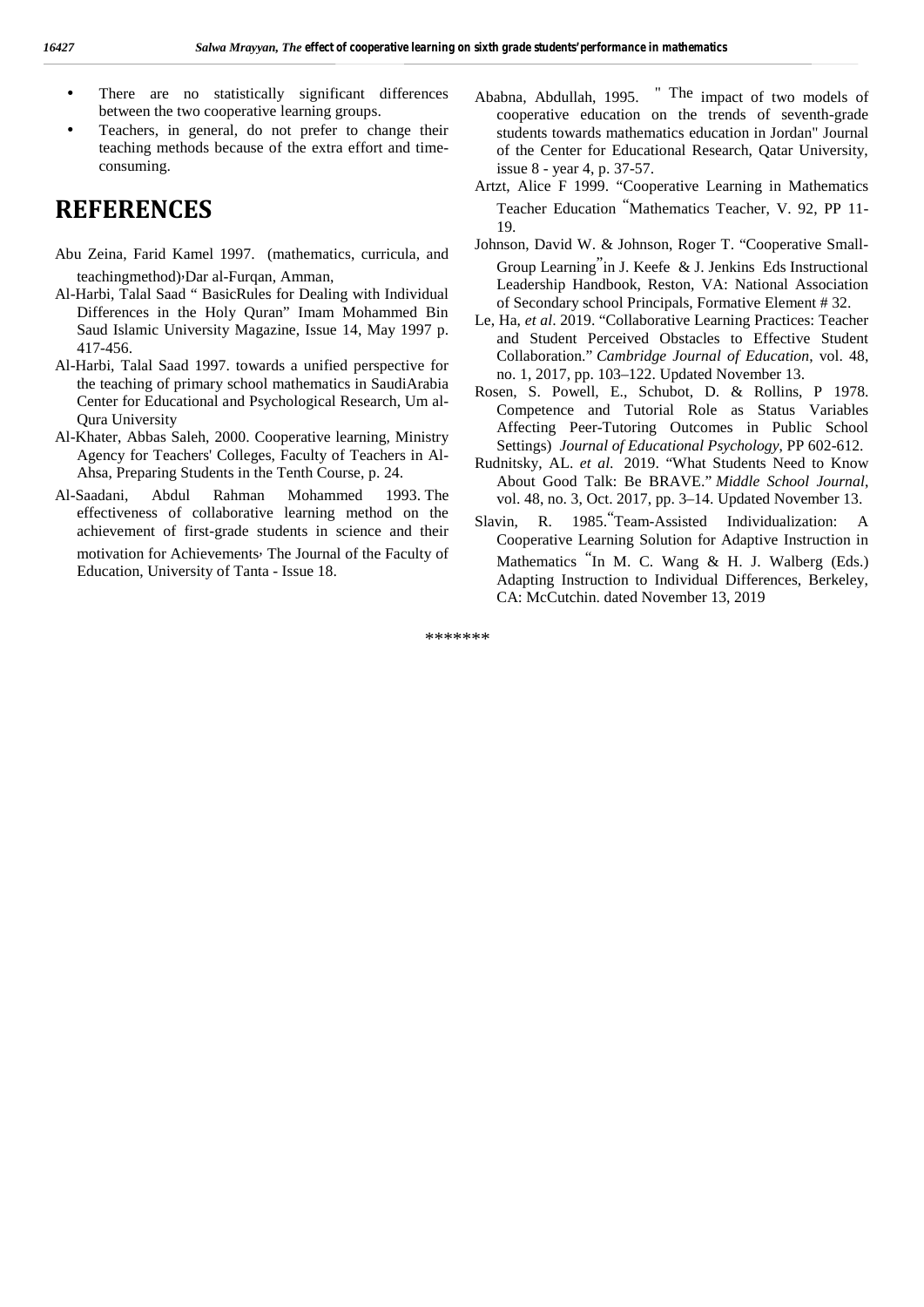- There are no statistically significant differences between the two cooperative learning groups.
- Teachers, in general, do not prefer to change their teaching methods because of the extra effort and time-consuming.

# REFERENCES

Abu Zeina, Farid Kamel 1997. (mathematics, curricula, and teachingmethod)،Dar al-Furqan, Amman,

Al-Harbi, Talal Saad " BasicRules for Dealing with Individual Differences in the Holy Quran" Imam Mohammed Bin Saud Islamic University Magazine, Issue 14, May 1997 p. 417-456.

Al-Harbi, Talal Saad 1997. towards a unified perspective for the teaching of primary school mathematics in SaudiArabia Center for Educational and Psychological Research, Um al-Qura University

Al-Khater, Abbas Saleh, 2000. Cooperative learning, Ministry Agency for Teachers' Colleges, Faculty of Teachers in Al-Ahsa, Preparing Students in the Tenth Course, p. 24.

Al-Saadani, Abdul Rahman Mohammed 1993. The effectiveness of collaborative learning method on the achievement of first-grade students in science and their motivation for Achievements، The Journal of the Faculty of Education, University of Tanta - Issue 18.

Ababna, Abdullah, 1995. " The impact of two models of cooperative education on the trends of seventh-grade students towards mathematics education in Jordan" Journal of the Center for Educational Research, Qatar University, issue 8 - year 4, p. 37-57.

Artzt, Alice F 1999. "Cooperative Learning in Mathematics Teacher Education "Mathematics Teacher, V. 92, PP 11-19.

Johnson, David W. & Johnson, Roger T. "Cooperative Small-Group Learning"in J. Keefe & J. Jenkins Eds Instructional Leadership Handbook, Reston, VA: National Association of Secondary school Principals, Formative Element # 32.

Le, Ha, *et al*. 2019. "Collaborative Learning Practices: Teacher and Student Perceived Obstacles to Effective Student Collaboration." *Cambridge Journal of Education*, vol. 48, no. 1, 2017, pp. 103–122. Updated November 13.

Rosen, S. Powell, E., Schubot, D. & Rollins, P 1978. Competence and Tutorial Role as Status Variables Affecting Peer-Tutoring Outcomes in Public School Settings) *Journal of Educational Psychology*, PP 602-612.

Rudnitsky, AL. *et al*. 2019. "What Students Need to Know About Good Talk: Be BRAVE." *Middle School Journal*, vol. 48, no. 3, Oct. 2017, pp. 3–14. Updated November 13.

Slavin, R. 1985."Team-Assisted Individualization: A Cooperative Learning Solution for Adaptive Instruction in Mathematics "In M. C. Wang & H. J. Walberg (Eds.) Adapting Instruction to Individual Differences, Berkeley, CA: McCutchin. dated November 13, 2019

*******